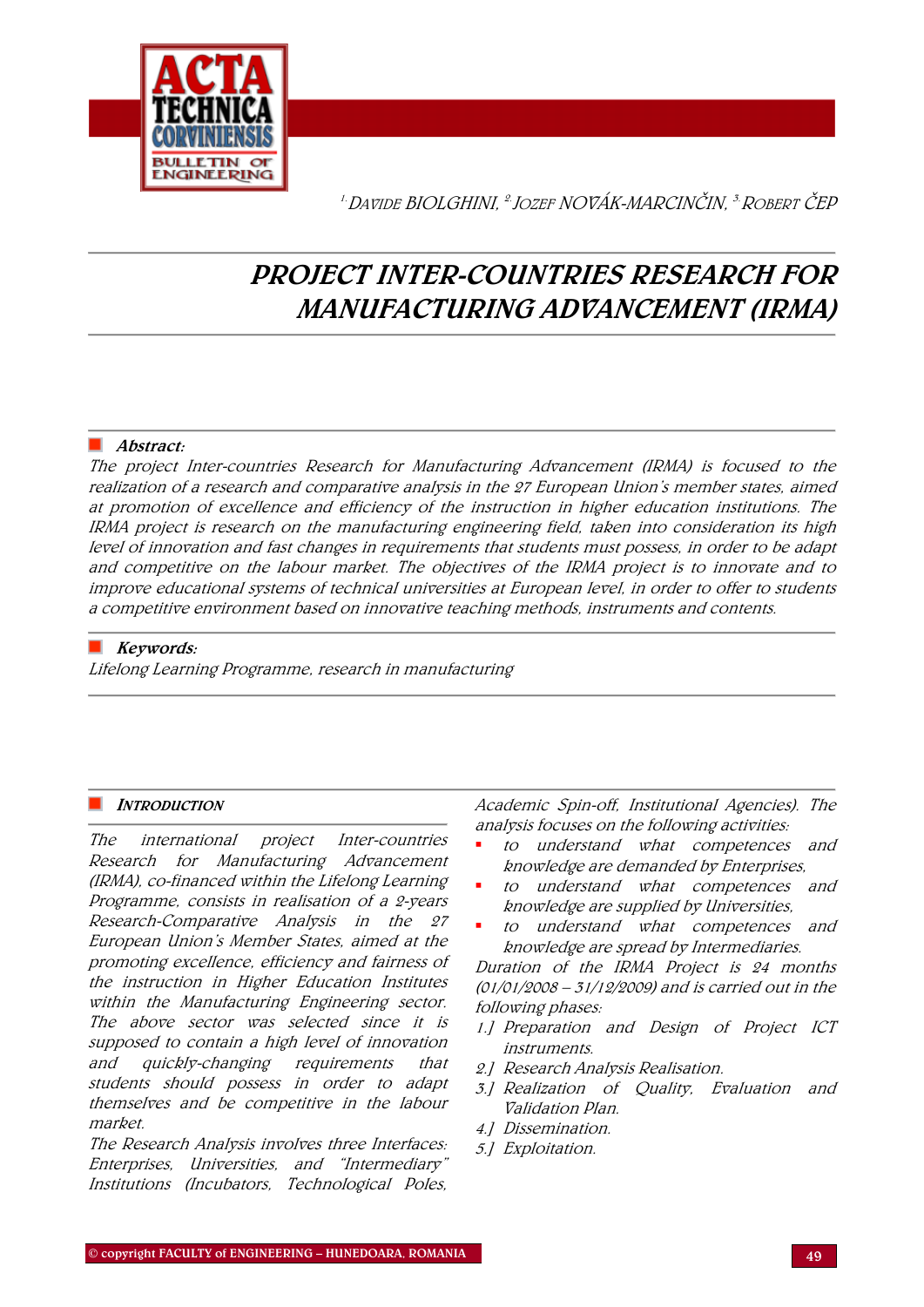[1.]DAVIDE BIOLGHINI, [2.]JOZEF NOVÁK-MARCINČIN, [3.]ROBERT ČEP

# PROJECT INTER-COUNTRIES RESEARCH FOR MANUFACTURING ADVANCEMENT (IRMA)

**Abstract:**

*The project Inter-countries Research for Manufacturing Advancement (IRMA) is focused to the realization of a research and comparative analysis in the 27 European Union's member states, aimed at promotion of excellence and efficiency of the instruction in higher education institutions. The IRMA project is research on the manufacturing engineering field, taken into consideration its high level of innovation and fast changes in requirements that students must possess, in order to be adapt and competitive on the labour market. The objectives of the IRMA project is to innovate and to improve educational systems of technical universities at European level, in order to offer to students a competitive environment based on innovative teaching methods, instruments and contents.*

**Keywords:**

*Lifelong Learning Programme, research in manufacturing*

## INTRODUCTION

The international project Inter-countries Research for Manufacturing Advancement (IRMA), co-financed within the Lifelong Learning Programme, consists in realisation of a 2-years Research-Comparative Analysis in the 27 European Union's Member States, aimed at the promoting excellence, efficiency and fairness of the instruction in Higher Education Institutes within the Manufacturing Engineering sector. The above sector was selected since it is supposed to contain a high level of innovation and quickly-changing requirements that students should possess in order to adapt themselves and be competitive in the labour market.

The Research Analysis involves three Interfaces: Enterprises, Universities, and "Intermediary" Institutions (Incubators, Technological Poles, Academic Spin-off, Institutional Agencies). The analysis focuses on the following activities:

- to understand what competences and knowledge are demanded by Enterprises,
- to understand what competences and knowledge are supplied by Universities,
- to understand what competences and knowledge are spread by Intermediaries.

Duration of the IRMA Project is 24 months (01/01/2008 – 31/12/2009) and is carried out in the following phases:

1.] Preparation and Design of Project ICT instruments.
2.] Research Analysis Realisation.
3.] Realization of Quality, Evaluation and Validation Plan.
4.] Dissemination.
5.] Exploitation.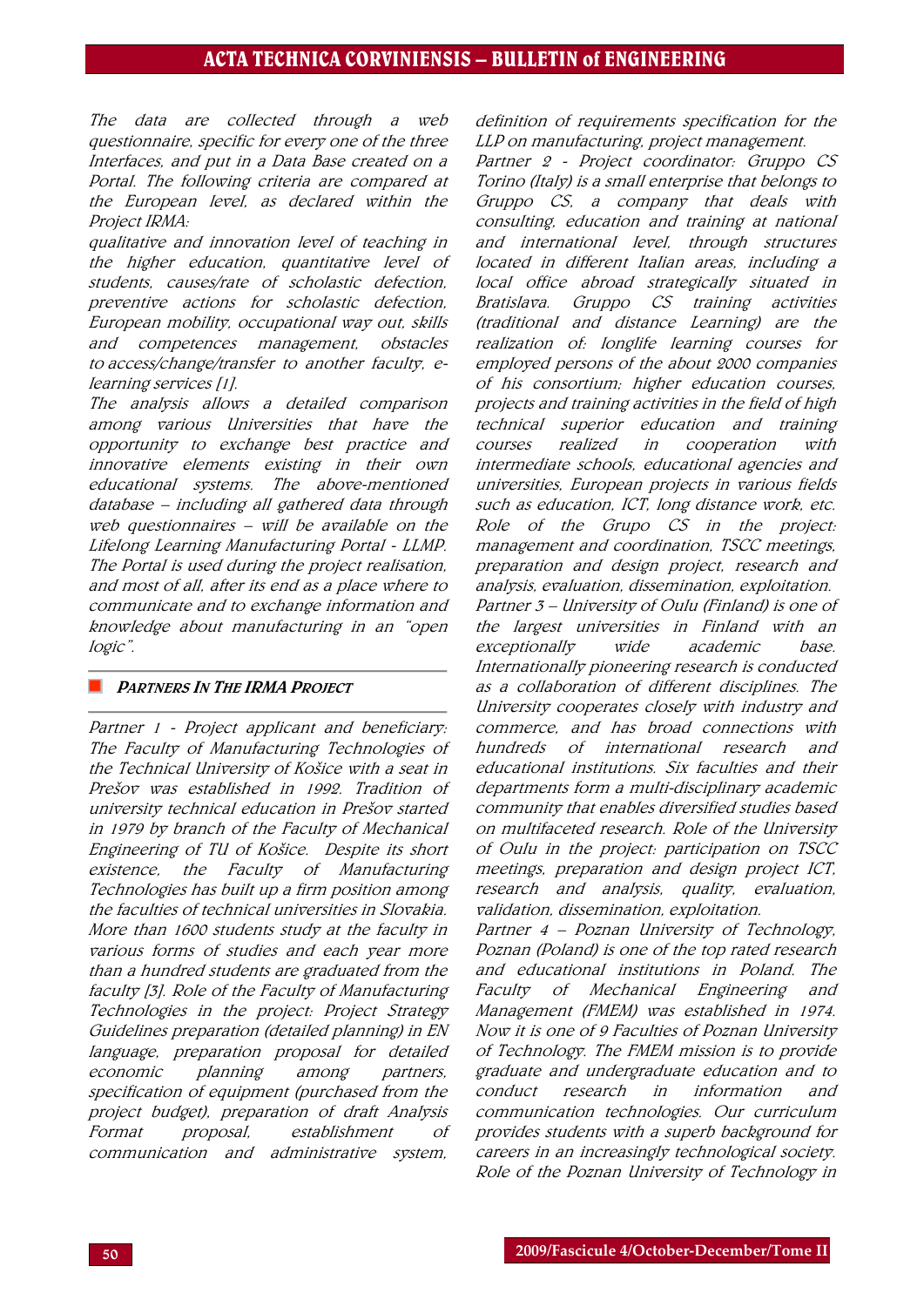The data are collected through a web questionnaire, specific for every one of the three Interfaces, and put in a Data Base created on a Portal. The following criteria are compared at the European level, as declared within the Project IRMA:

qualitative and innovation level of teaching in the higher education, quantitative level of students, causes/rate of scholastic defection, preventive actions for scholastic defection, European mobility, occupational way out, skills and competences management, obstacles to access/change/transfer to another faculty, e-learning services [1].

The analysis allows a detailed comparison among various Universities that have the opportunity to exchange best practice and innovative elements existing in their own educational systems. The above-mentioned database – including all gathered data through web questionnaires – will be available on the Lifelong Learning Manufacturing Portal - LLMP. The Portal is used during the project realisation, and most of all, after its end as a place where to communicate and to exchange information and knowledge about manufacturing in an "open logic".

## PARTNERS IN THE IRMA PROJECT

Partner 1 - Project applicant and beneficiary: The Faculty of Manufacturing Technologies of the Technical University of Košice with a seat in Prešov was established in 1992. Tradition of university technical education in Prešov started in 1979 by branch of the Faculty of Mechanical Engineering of TU of Košice. Despite its short existence, the Faculty of Manufacturing Technologies has built up a firm position among the faculties of technical universities in Slovakia. More than 1600 students study at the faculty in various forms of studies and each year more than a hundred students are graduated from the faculty [3]. Role of the Faculty of Manufacturing Technologies in the project: Project Strategy Guidelines preparation (detailed planning) in EN language, preparation proposal for detailed economic planning among partners, specification of equipment (purchased from the project budget), preparation of draft Analysis Format proposal, establishment of communication and administrative system, definition of requirements specification for the LLP on manufacturing, project management.

Partner 2 - Project coordinator: Gruppo CS Torino (Italy) is a small enterprise that belongs to Gruppo CS, a company that deals with consulting, education and training at national and international level, through structures located in different Italian areas, including a local office abroad strategically situated in Bratislava. Gruppo CS training activities (traditional and distance Learning) are the realization of: longlife learning courses for employed persons of the about 2000 companies of his consortium; higher education courses, projects and training activities in the field of high technical superior education and training courses realized in cooperation with intermediate schools, educational agencies and universities, European projects in various fields such as education, ICT, long distance work, etc. Role of the Grupo CS in the project: management and coordination, TSCC meetings, preparation and design project, research and analysis, evaluation, dissemination, exploitation.

Partner 3 – University of Oulu (Finland) is one of the largest universities in Finland with an exceptionally wide academic base. Internationally pioneering research is conducted as a collaboration of different disciplines. The University cooperates closely with industry and commerce, and has broad connections with hundreds of international research and educational institutions. Six faculties and their departments form a multi-disciplinary academic community that enables diversified studies based on multifaceted research. Role of the University of Oulu in the project: participation on TSCC meetings, preparation and design project ICT, research and analysis, quality, evaluation, validation, dissemination, exploitation.

Partner 4 – Poznan University of Technology, Poznan (Poland) is one of the top rated research and educational institutions in Poland. The Faculty of Mechanical Engineering and Management (FMEM) was established in 1974. Now it is one of 9 Faculties of Poznan University of Technology. The FMEM mission is to provide graduate and undergraduate education and to conduct research in information and communication technologies. Our curriculum provides students with a superb background for careers in an increasingly technological society. Role of the Poznan University of Technology in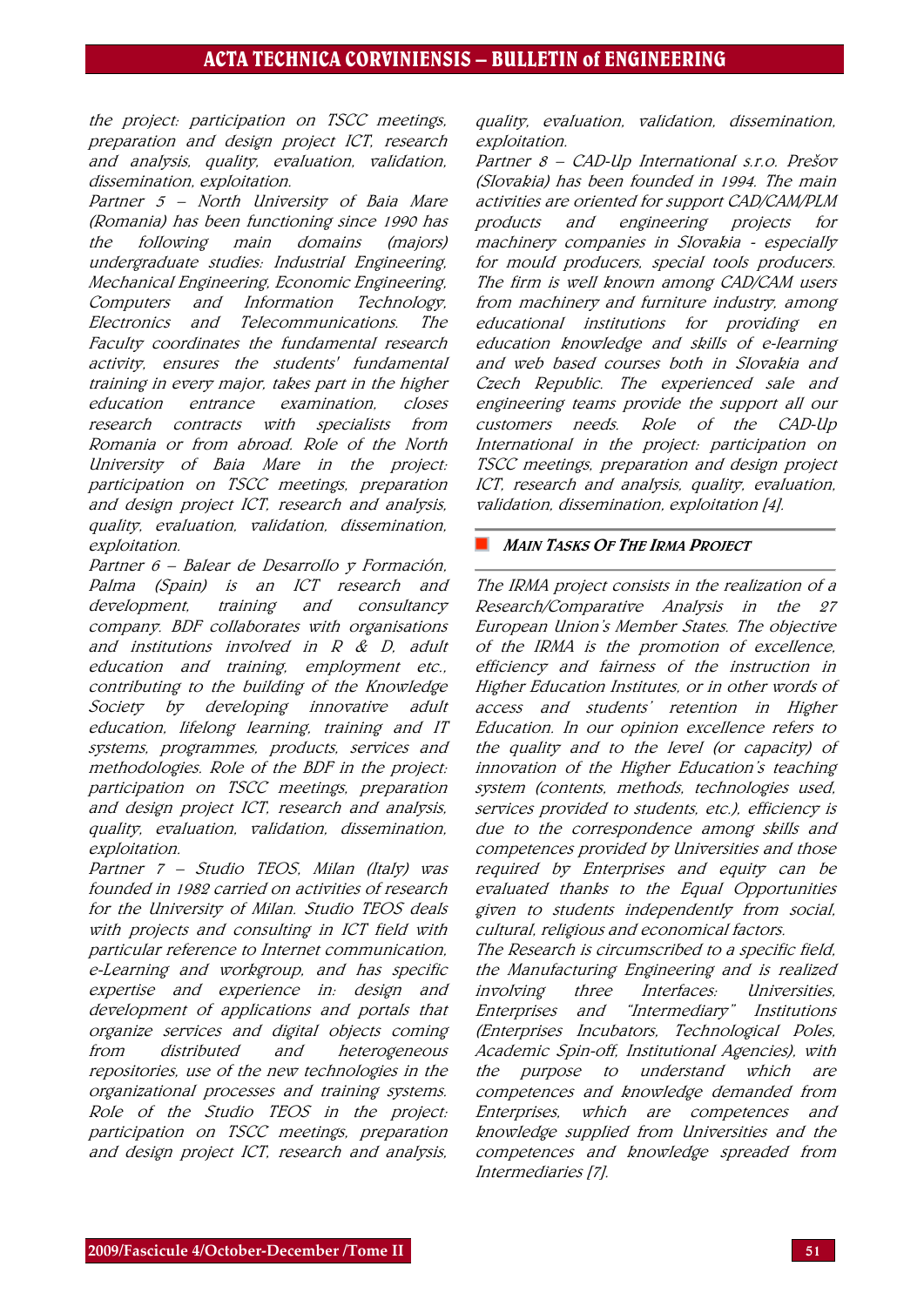*the project: participation on TSCC meetings, preparation and design project ICT, research and analysis, quality, evaluation, validation, dissemination, exploitation.*

*Partner 5 – North University of Baia Mare (Romania) has been functioning since 1990 has the following main domains (majors) undergraduate studies: Industrial Engineering, Mechanical Engineering, Economic Engineering, Computers and Information Technology, Electronics and Telecommunications. The Faculty coordinates the fundamental research activity, ensures the students' fundamental training in every major, takes part in the higher education entrance examination, closes research contracts with specialists from Romania or from abroad. Role of the North University of Baia Mare in the project: participation on TSCC meetings, preparation and design project ICT, research and analysis, quality, evaluation, validation, dissemination, exploitation.*

*Partner 6 – Balear de Desarrollo y Formación, Palma (Spain) is an ICT research and development, training and consultancy company. BDF collaborates with organisations and institutions involved in R & D, adult education and training, employment etc., contributing to the building of the Knowledge Society by developing innovative adult education, lifelong learning, training and IT systems, programmes, products, services and methodologies. Role of the BDF in the project: participation on TSCC meetings, preparation and design project ICT, research and analysis, quality, evaluation, validation, dissemination, exploitation.*

*Partner 7 – Studio TEOS, Milan (Italy) was founded in 1982 carried on activities of research for the University of Milan. Studio TEOS deals with projects and consulting in ICT field with particular reference to Internet communication, e-Learning and workgroup, and has specific expertise and experience in: design and development of applications and portals that organize services and digital objects coming from distributed and heterogeneous repositories, use of the new technologies in the organizational processes and training systems. Role of the Studio TEOS in the project: participation on TSCC meetings, preparation and design project ICT, research and analysis, quality, evaluation, validation, dissemination, exploitation.*

*Partner 8 – CAD-Up International s.r.o. Prešov (Slovakia) has been founded in 1994. The main activities are oriented for support CAD/CAM/PLM products and engineering projects for machinery companies in Slovakia - especially for mould producers, special tools producers. The firm is well known among CAD/CAM users from machinery and furniture industry, among educational institutions for providing en education knowledge and skills of e-learning and web based courses both in Slovakia and Czech Republic. The experienced sale and engineering teams provide the support all our customers needs. Role of the CAD-Up International in the project: participation on TSCC meetings, preparation and design project ICT, research and analysis, quality, evaluation, validation, dissemination, exploitation [4].*

## MAIN TASKS OF THE IRMA PROJECT

*The IRMA project consists in the realization of a Research/Comparative Analysis in the 27 European Union's Member States. The objective of the IRMA is the promotion of excellence, efficiency and fairness of the instruction in Higher Education Institutes, or in other words of access and students' retention in Higher Education. In our opinion excellence refers to the quality and to the level (or capacity) of innovation of the Higher Education's teaching system (contents, methods, technologies used, services provided to students, etc.), efficiency is due to the correspondence among skills and competences provided by Universities and those required by Enterprises and equity can be evaluated thanks to the Equal Opportunities given to students independently from social, cultural, religious and economical factors.*

*The Research is circumscribed to a specific field, the Manufacturing Engineering and is realized involving three Interfaces: Universities, Enterprises and "Intermediary" Institutions (Enterprises Incubators, Technological Poles, Academic Spin-off, Institutional Agencies), with the purpose to understand which are competences and knowledge demanded from Enterprises, which are competences and knowledge supplied from Universities and the competences and knowledge spreaded from Intermediaries [7].*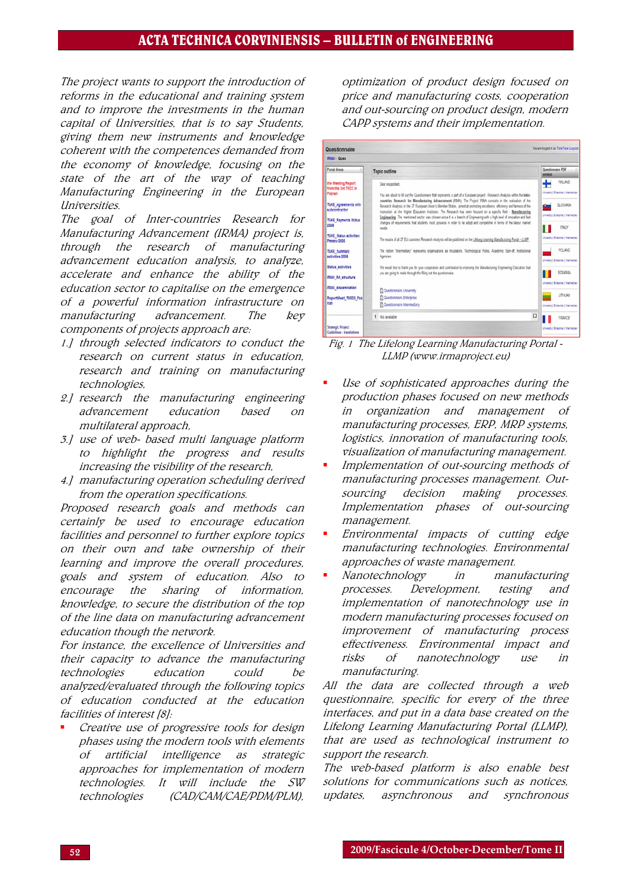*The project wants to support the introduction of reforms in the educational and training system and to improve the investments in the human capital of Universities, that is to say Students, giving them new instruments and knowledge coherent with the competences demanded from the economy of knowledge, focusing on the state of the art of the way of teaching Manufacturing Engineering in the European Universities.*

*The goal of Inter-countries Research for Manufacturing Advancement (IRMA) project is, through the research of manufacturing advancement education analysis, to analyze, accelerate and enhance the ability of the education sector to capitalise on the emergence of a powerful information infrastructure on manufacturing advancement. The key components of projects approach are:*

1.] *through selected indicators to conduct the research on current status in education, research and training on manufacturing technologies,*
2.] *research the manufacturing engineering advancement education based on multilateral approach,*
3.] *use of web- based multi language platform to highlight the progress and results increasing the visibility of the research,*
4.] *manufacturing operation scheduling derived from the operation specifications.*

*Proposed research goals and methods can certainly be used to encourage education facilities and personnel to further explore topics on their own and take ownership of their learning and improve the overall procedures, goals and system of education. Also to encourage the sharing of information, knowledge, to secure the distribution of the top of the line data on manufacturing advancement education though the network.*

*For instance, the excellence of Universities and their capacity to advance the manufacturing technologies education could be analyzed/evaluated through the following topics of education conducted at the education facilities of interest [8]:*

- *Creative use of progressive tools for design phases using the modern tools with elements of artificial intelligence as strategic approaches for implementation of modern technologies. It will include the SW technologies (CAD/CAM/CAE/PDM/PLM), optimization of product design focused on price and manufacturing costs, cooperation and out-sourcing on product design, modern CAPP systems and their implementation.*

*Fig. 1 The Lifelong Learning Manufacturing Portal - LLMP (www.irmaproject.eu)*

- *Use of sophisticated approaches during the production phases focused on new methods in organization and management of manufacturing processes, ERP, MRP systems, logistics, innovation of manufacturing tools, visualization of manufacturing management.*
- *Implementation of out-sourcing methods of manufacturing processes management. Out-sourcing decision making processes. Implementation phases of out-sourcing management.*
- *Environmental impacts of cutting edge manufacturing technologies. Environmental approaches of waste management.*
- *Nanotechnology in manufacturing processes. Development, testing and implementation of nanotechnology use in modern manufacturing processes focused on improvement of manufacturing process effectiveness. Environmental impact and risks of nanotechnology use in manufacturing.*

*All the data are collected through a web questionnaire, specific for every of the three interfaces, and put in a data base created on the Lifelong Learning Manufacturing Portal (LLMP), that are used as technological instrument to support the research.*

*The web-based platform is also enable best solutions for communications such as notices, updates, asynchronous and synchronous*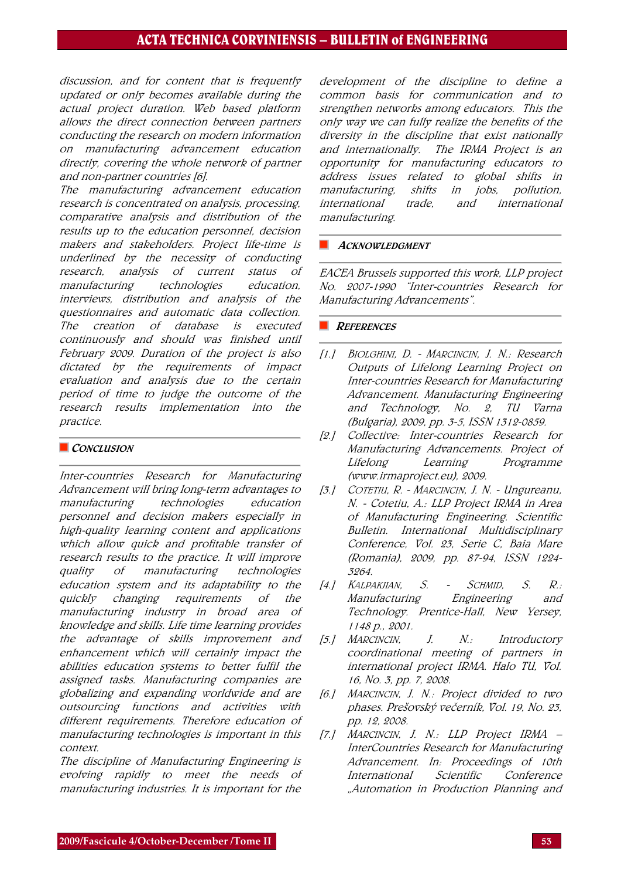*discussion, and for content that is frequently updated or only becomes available during the actual project duration. Web based platform allows the direct connection between partners conducting the research on modern information on manufacturing advancement education directly, covering the whole network of partner and non-partner countries [6].*

*The manufacturing advancement education research is concentrated on analysis, processing, comparative analysis and distribution of the results up to the education personnel, decision makers and stakeholders. Project life-time is underlined by the necessity of conducting research, analysis of current status of manufacturing technologies education, interviews, distribution and analysis of the questionnaires and automatic data collection. The creation of database is executed continuously and should was finished until February 2009. Duration of the project is also dictated by the requirements of impact evaluation and analysis due to the certain period of time to judge the outcome of the research results implementation into the practice.*

## CONCLUSION

*Inter-countries Research for Manufacturing Advancement will bring long-term advantages to manufacturing technologies education personnel and decision makers especially in high-quality learning content and applications which allow quick and profitable transfer of research results to the practice. It will improve quality of manufacturing technologies education system and its adaptability to the quickly changing requirements of the manufacturing industry in broad area of knowledge and skills. Life time learning provides the advantage of skills improvement and enhancement which will certainly impact the abilities education systems to better fulfil the assigned tasks. Manufacturing companies are globalizing and expanding worldwide and are outsourcing functions and activities with different requirements. Therefore education of manufacturing technologies is important in this context.*

*The discipline of Manufacturing Engineering is evolving rapidly to meet the needs of manufacturing industries. It is important for the development of the discipline to define a common basis for communication and to strengthen networks among educators. This the only way we can fully realize the benefits of the diversity in the discipline that exist nationally and internationally. The IRMA Project is an opportunity for manufacturing educators to address issues related to global shifts in manufacturing, shifts in jobs, pollution, international trade, and international manufacturing.*

## ACKNOWLEDGMENT

*EACEA Brussels supported this work, LLP project No. 2007-1990 "Inter-countries Research for Manufacturing Advancements".*

## REFERENCES

[1.] BIOLGHINI, D. - MARCINCIN, J. N.: Research Outputs of Lifelong Learning Project on Inter-countries Research for Manufacturing Advancement. Manufacturing Engineering and Technology, No. 2, TU Varna (Bulgaria), 2009, pp. 3-5, ISSN 1312-0859.

[2.] Collective: Inter-countries Research for Manufacturing Advancements. Project of Lifelong Learning Programme (www.irmaproject.eu), 2009.

[3.] COTETIU, R. - MARCINCIN, J. N. - Ungureanu, N. - Cotetiu, A.: LLP Project IRMA in Area of Manufacturing Engineering. Scientific Bulletin. International Multidisciplinary Conference, Vol. 23, Serie C, Baia Mare (Romania), 2009, pp. 87-94, ISSN 1224-3264.

[4.] KALPAKJIAN, S. - SCHMID, S. R.: Manufacturing Engineering and Technology. Prentice-Hall, New Yersey, 1148 p., 2001.

[5.] MARCINCIN, J. N.: Introductory coordinational meeting of partners in international project IRMA. Halo TU, Vol. 16, No. 3, pp. 7, 2008.

[6.] MARCINCIN, J. N.: Project divided to two phases. Prešovský večerník, Vol. 19, No. 23, pp. 12, 2008.

[7.] MARCINCIN, J. N.: LLP Project IRMA – InterCountries Research for Manufacturing Advancement. In: Proceedings of 10th International Scientific Conference „Automation in Production Planning and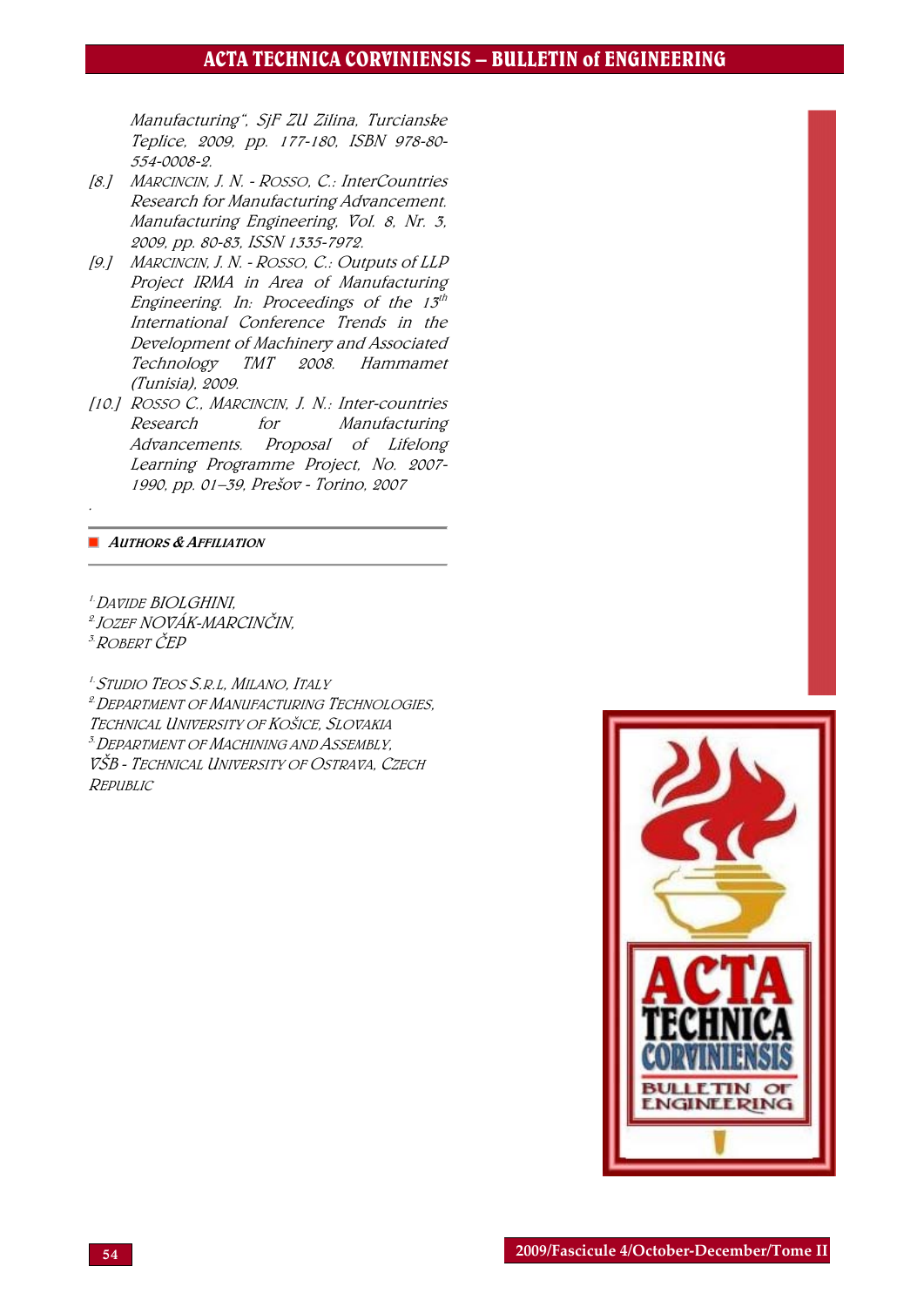Manufacturing", SjF ZU Zilina, Turcianske Teplice, 2009, pp. 177-180, ISBN 978-80-554-0008-2.

[8.] MARCINCIN, J. N. - ROSSO, C.: InterCountries Research for Manufacturing Advancement. Manufacturing Engineering, Vol. 8, Nr. 3, 2009, pp. 80-83, ISSN 1335-7972.

[9.] MARCINCIN, J. N. - ROSSO, C.: Outputs of LLP Project IRMA in Area of Manufacturing Engineering. In: Proceedings of the 13th International Conference Trends in the Development of Machinery and Associated Technology TMT 2008. Hammamet (Tunisia), 2009.

[10.] ROSSO C., MARCINCIN, J. N.: Inter-countries Research for Manufacturing Advancements. Proposal of Lifelong Learning Programme Project, No. 2007-1990, pp. 01–39, Prešov - Torino, 2007

## AUTHORS & AFFILIATION

[1.] DAVIDE BIOLGHINI,
[2.] JOZEF NOVÁK-MARCINČIN,
[3.] ROBERT ČEP

[1.] STUDIO TEOS S.R.L, MILANO, ITALY
[2.] DEPARTMENT OF MANUFACTURING TECHNOLOGIES, TECHNICAL UNIVERSITY OF KOŠICE, SLOVAKIA
[3.] DEPARTMENT OF MACHINING AND ASSEMBLY, VŠB - TECHNICAL UNIVERSITY OF OSTRAVA, CZECH REPUBLIC